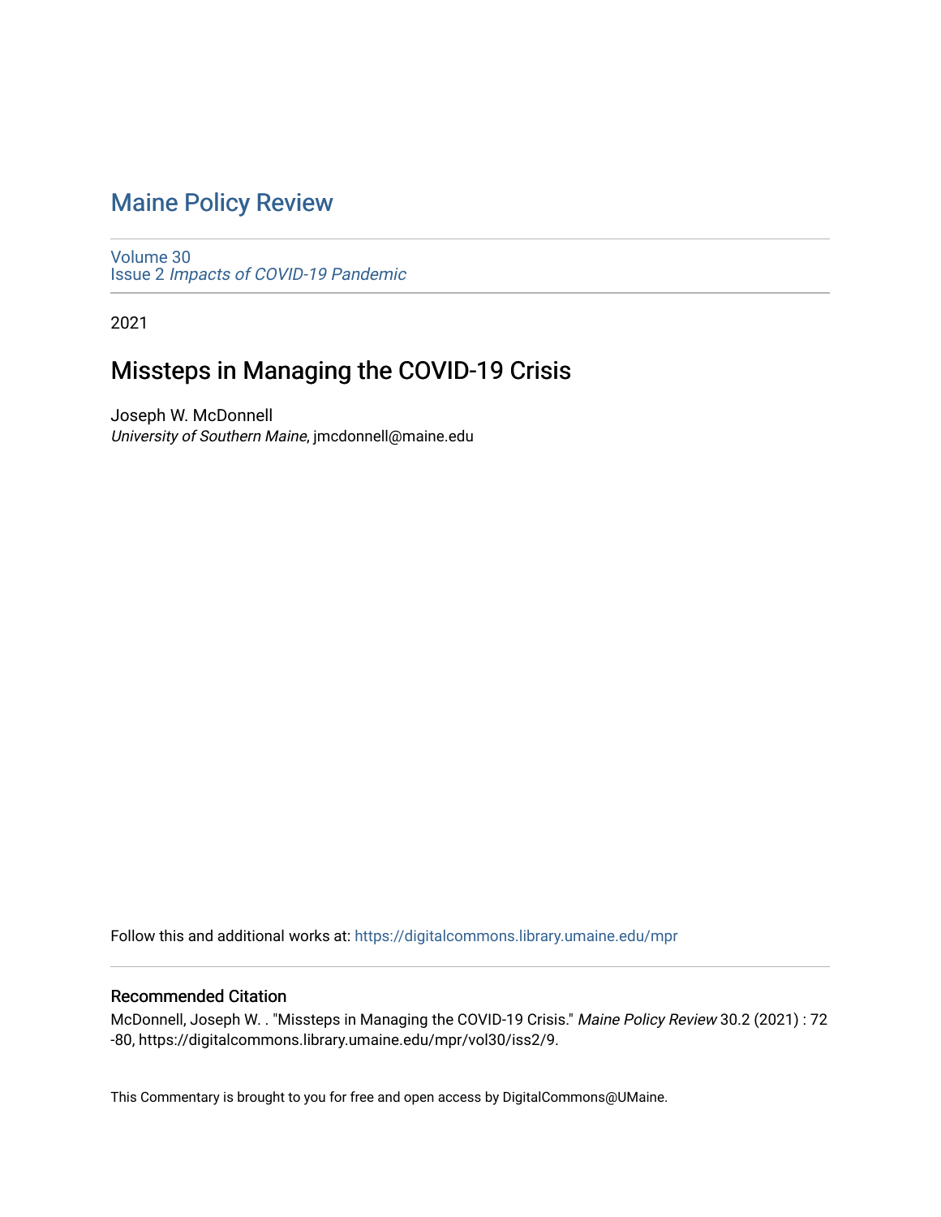# Maine Policy Review

Volume 30
Issue 2 *Impacts of COVID-19 Pandemic*

2021

## Missteps in Managing the COVID-19 Crisis

Joseph W. McDonnell
*University of Southern Maine*, jmcdonnell@maine.edu

Follow this and additional works at: https://digitalcommons.library.umaine.edu/mpr

### Recommended Citation

McDonnell, Joseph W. . "Missteps in Managing the COVID-19 Crisis." *Maine Policy Review* 30.2 (2021) : 72 -80, https://digitalcommons.library.umaine.edu/mpr/vol30/iss2/9.

This Commentary is brought to you for free and open access by DigitalCommons@UMaine.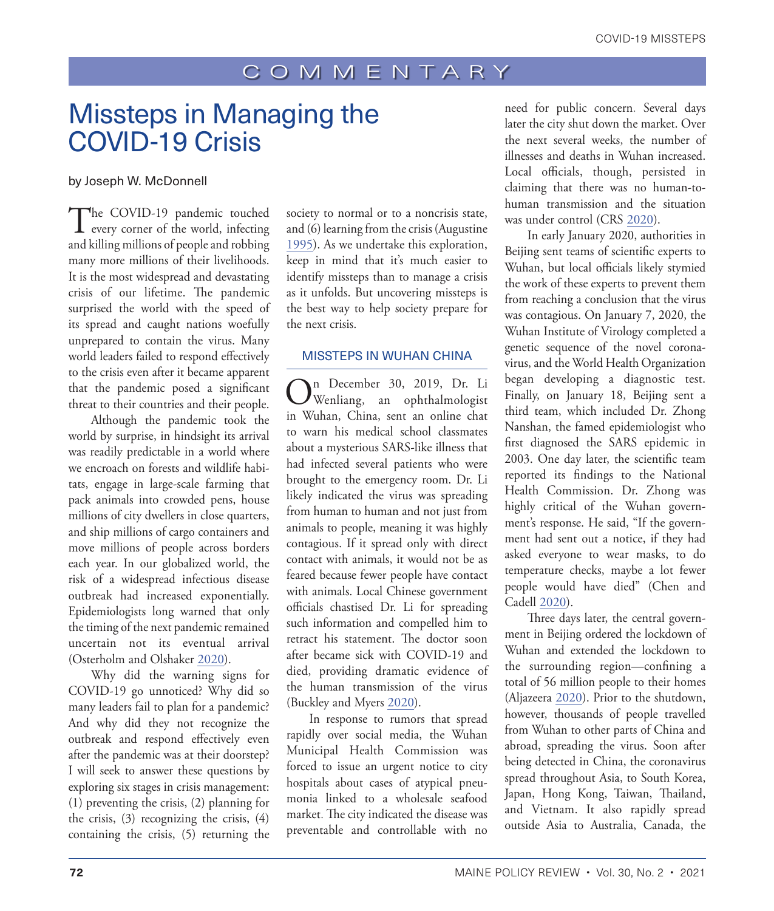# COMMENTARY

# Missteps in Managing the COVID-19 Crisis

by Joseph W. McDonnell

The COVID-19 pandemic touched every corner of the world, infecting and killing millions of people and robbing many more millions of their livelihoods. It is the most widespread and devastating crisis of our lifetime. The pandemic surprised the world with the speed of its spread and caught nations woefully unprepared to contain the virus. Many world leaders failed to respond effectively to the crisis even after it became apparent that the pandemic posed a significant threat to their countries and their people.

Although the pandemic took the world by surprise, in hindsight its arrival was readily predictable in a world where we encroach on forests and wildlife habitats, engage in large-scale farming that pack animals into crowded pens, house millions of city dwellers in close quarters, and ship millions of cargo containers and move millions of people across borders each year. In our globalized world, the risk of a widespread infectious disease outbreak had increased exponentially. Epidemiologists long warned that only the timing of the next pandemic remained uncertain not its eventual arrival (Osterholm and Olshaker 2020).

Why did the warning signs for COVID-19 go unnoticed? Why did so many leaders fail to plan for a pandemic? And why did they not recognize the outbreak and respond effectively even after the pandemic was at their doorstep? I will seek to answer these questions by exploring six stages in crisis management: (1) preventing the crisis, (2) planning for the crisis, (3) recognizing the crisis, (4) containing the crisis, (5) returning the society to normal or to a noncrisis state, and (6) learning from the crisis (Augustine 1995). As we undertake this exploration, keep in mind that it's much easier to identify missteps than to manage a crisis as it unfolds. But uncovering missteps is the best way to help society prepare for the next crisis.

## MISSTEPS IN WUHAN CHINA

On December 30, 2019, Dr. Li Wenliang, an ophthalmologist in Wuhan, China, sent an online chat to warn his medical school classmates about a mysterious SARS-like illness that had infected several patients who were brought to the emergency room. Dr. Li likely indicated the virus was spreading from human to human and not just from animals to people, meaning it was highly contagious. If it spread only with direct contact with animals, it would not be as feared because fewer people have contact with animals. Local Chinese government officials chastised Dr. Li for spreading such information and compelled him to retract his statement. The doctor soon after became sick with COVID-19 and died, providing dramatic evidence of the human transmission of the virus (Buckley and Myers 2020).

In response to rumors that spread rapidly over social media, the Wuhan Municipal Health Commission was forced to issue an urgent notice to city hospitals about cases of atypical pneumonia linked to a wholesale seafood market. The city indicated the disease was preventable and controllable with no need for public concern. Several days later the city shut down the market. Over the next several weeks, the number of illnesses and deaths in Wuhan increased. Local officials, though, persisted in claiming that there was no human-to-human transmission and the situation was under control (CRS 2020).

In early January 2020, authorities in Beijing sent teams of scientific experts to Wuhan, but local officials likely stymied the work of these experts to prevent them from reaching a conclusion that the virus was contagious. On January 7, 2020, the Wuhan Institute of Virology completed a genetic sequence of the novel coronavirus, and the World Health Organization began developing a diagnostic test. Finally, on January 18, Beijing sent a third team, which included Dr. Zhong Nanshan, the famed epidemiologist who first diagnosed the SARS epidemic in 2003. One day later, the scientific team reported its findings to the National Health Commission. Dr. Zhong was highly critical of the Wuhan government's response. He said, "If the government had sent out a notice, if they had asked everyone to wear masks, to do temperature checks, maybe a lot fewer people would have died" (Chen and Cadell 2020).

Three days later, the central government in Beijing ordered the lockdown of Wuhan and extended the lockdown to the surrounding region—confining a total of 56 million people to their homes (Aljazeera 2020). Prior to the shutdown, however, thousands of people travelled from Wuhan to other parts of China and abroad, spreading the virus. Soon after being detected in China, the coronavirus spread throughout Asia, to South Korea, Japan, Hong Kong, Taiwan, Thailand, and Vietnam. It also rapidly spread outside Asia to Australia, Canada, the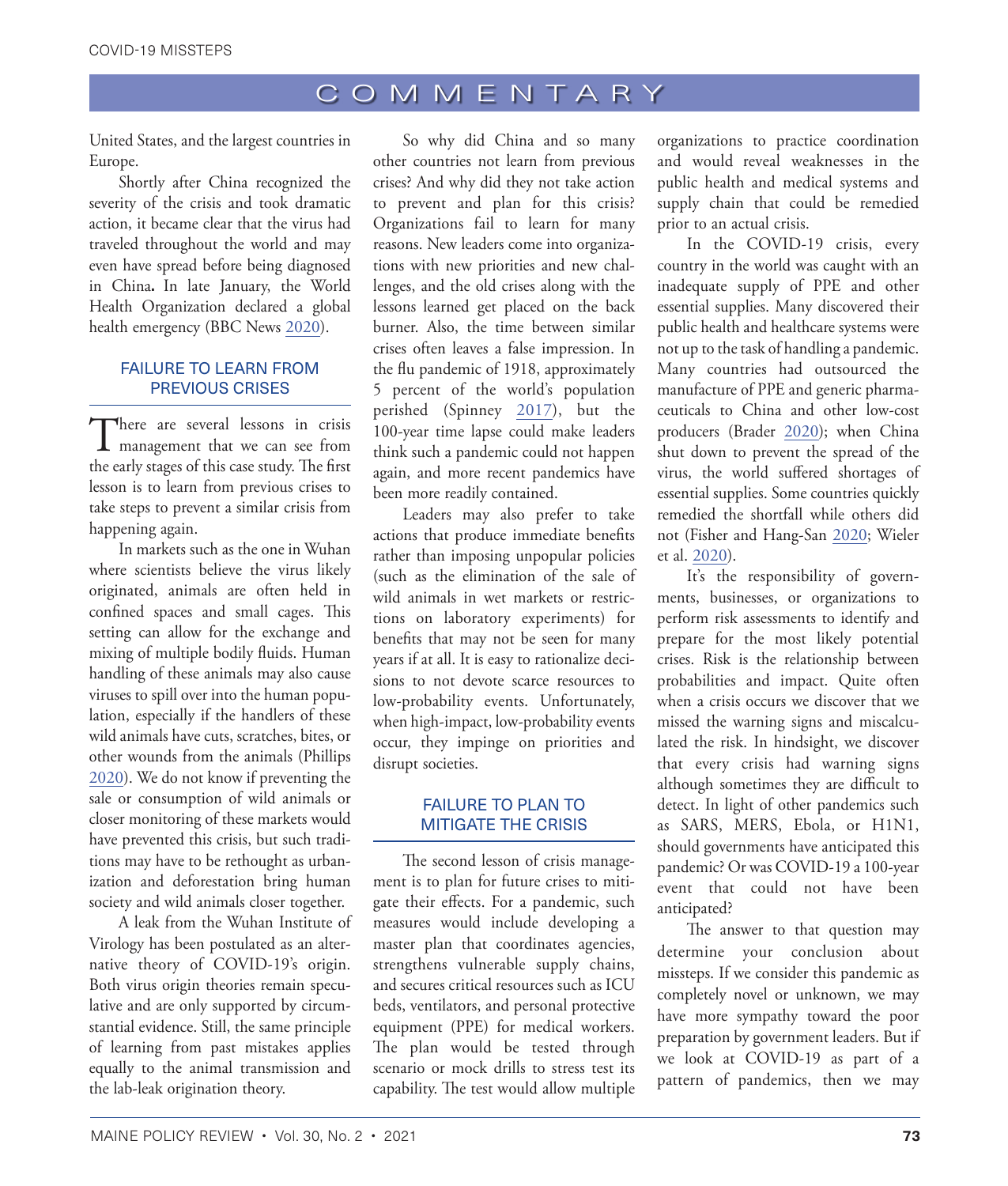United States, and the largest countries in Europe.

Shortly after China recognized the severity of the crisis and took dramatic action, it became clear that the virus had traveled throughout the world and may even have spread before being diagnosed in China**.** In late January, the World Health Organization declared a global health emergency (BBC News 2020).

## FAILURE TO LEARN FROM PREVIOUS CRISES

There are several lessons in crisis management that we can see from the early stages of this case study. The first lesson is to learn from previous crises to take steps to prevent a similar crisis from happening again.

In markets such as the one in Wuhan where scientists believe the virus likely originated, animals are often held in confined spaces and small cages. This setting can allow for the exchange and mixing of multiple bodily fluids. Human handling of these animals may also cause viruses to spill over into the human population, especially if the handlers of these wild animals have cuts, scratches, bites, or other wounds from the animals (Phillips 2020). We do not know if preventing the sale or consumption of wild animals or closer monitoring of these markets would have prevented this crisis, but such traditions may have to be rethought as urbanization and deforestation bring human society and wild animals closer together.

A leak from the Wuhan Institute of Virology has been postulated as an alternative theory of COVID-19's origin. Both virus origin theories remain speculative and are only supported by circumstantial evidence. Still, the same principle of learning from past mistakes applies equally to the animal transmission and the lab-leak origination theory.

So why did China and so many other countries not learn from previous crises? And why did they not take action to prevent and plan for this crisis? Organizations fail to learn for many reasons. New leaders come into organizations with new priorities and new challenges, and the old crises along with the lessons learned get placed on the back burner. Also, the time between similar crises often leaves a false impression. In the flu pandemic of 1918, approximately 5 percent of the world's population perished (Spinney 2017), but the 100-year time lapse could make leaders think such a pandemic could not happen again, and more recent pandemics have been more readily contained.

Leaders may also prefer to take actions that produce immediate benefits rather than imposing unpopular policies (such as the elimination of the sale of wild animals in wet markets or restrictions on laboratory experiments) for benefits that may not be seen for many years if at all. It is easy to rationalize decisions to not devote scarce resources to low-probability events. Unfortunately, when high-impact, low-probability events occur, they impinge on priorities and disrupt societies.

## FAILURE TO PLAN TO MITIGATE THE CRISIS

The second lesson of crisis management is to plan for future crises to mitigate their effects. For a pandemic, such measures would include developing a master plan that coordinates agencies, strengthens vulnerable supply chains, and secures critical resources such as ICU beds, ventilators, and personal protective equipment (PPE) for medical workers. The plan would be tested through scenario or mock drills to stress test its capability. The test would allow multiple organizations to practice coordination and would reveal weaknesses in the public health and medical systems and supply chain that could be remedied prior to an actual crisis.

In the COVID-19 crisis, every country in the world was caught with an inadequate supply of PPE and other essential supplies. Many discovered their public health and healthcare systems were not up to the task of handling a pandemic. Many countries had outsourced the manufacture of PPE and generic pharmaceuticals to China and other low-cost producers (Brader 2020); when China shut down to prevent the spread of the virus, the world suffered shortages of essential supplies. Some countries quickly remedied the shortfall while others did not (Fisher and Hang-San 2020; Wieler et al. 2020).

It's the responsibility of governments, businesses, or organizations to perform risk assessments to identify and prepare for the most likely potential crises. Risk is the relationship between probabilities and impact. Quite often when a crisis occurs we discover that we missed the warning signs and miscalculated the risk. In hindsight, we discover that every crisis had warning signs although sometimes they are difficult to detect. In light of other pandemics such as SARS, MERS, Ebola, or H1N1, should governments have anticipated this pandemic? Or was COVID-19 a 100-year event that could not have been anticipated?

The answer to that question may determine your conclusion about missteps. If we consider this pandemic as completely novel or unknown, we may have more sympathy toward the poor preparation by government leaders. But if we look at COVID-19 as part of a pattern of pandemics, then we may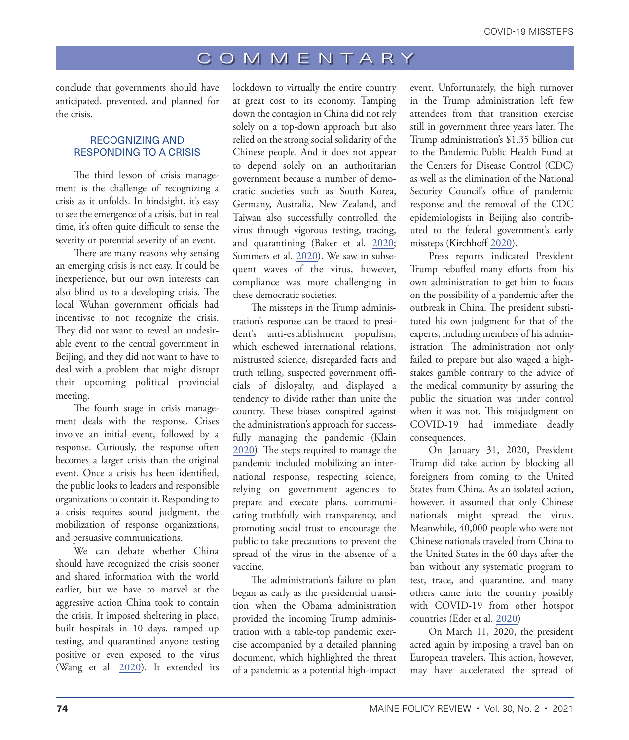conclude that governments should have anticipated, prevented, and planned for the crisis.

## RECOGNIZING AND RESPONDING TO A CRISIS

The third lesson of crisis management is the challenge of recognizing a crisis as it unfolds. In hindsight, it's easy to see the emergence of a crisis, but in real time, it's often quite difficult to sense the severity or potential severity of an event.

There are many reasons why sensing an emerging crisis is not easy. It could be inexperience, but our own interests can also blind us to a developing crisis. The local Wuhan government officials had incentivse to not recognize the crisis. They did not want to reveal an undesirable event to the central government in Beijing, and they did not want to have to deal with a problem that might disrupt their upcoming political provincial meeting.

The fourth stage in crisis management deals with the response. Crises involve an initial event, followed by a response. Curiously, the response often becomes a larger crisis than the original event. Once a crisis has been identified, the public looks to leaders and responsible organizations to contain it**.** Responding to a crisis requires sound judgment, the mobilization of response organizations, and persuasive communications.

We can debate whether China should have recognized the crisis sooner and shared information with the world earlier, but we have to marvel at the aggressive action China took to contain the crisis. It imposed sheltering in place, built hospitals in 10 days, ramped up testing, and quarantined anyone testing positive or even exposed to the virus (Wang et al. 2020). It extended its lockdown to virtually the entire country at great cost to its economy. Tamping down the contagion in China did not rely solely on a top-down approach but also relied on the strong social solidarity of the Chinese people. And it does not appear to depend solely on an authoritarian government because a number of democratic societies such as South Korea, Germany, Australia, New Zealand, and Taiwan also successfully controlled the virus through vigorous testing, tracing, and quarantining (Baker et al. 2020; Summers et al. 2020). We saw in subsequent waves of the virus, however, compliance was more challenging in these democratic societies.

The missteps in the Trump administration's response can be traced to president's anti-establishment populism, which eschewed international relations, mistrusted science, disregarded facts and truth telling, suspected government officials of disloyalty, and displayed a tendency to divide rather than unite the country. These biases conspired against the administration's approach for successfully managing the pandemic (Klain 2020). The steps required to manage the pandemic included mobilizing an international response, respecting science, relying on government agencies to prepare and execute plans, communicating truthfully with transparency, and promoting social trust to encourage the public to take precautions to prevent the spread of the virus in the absence of a vaccine.

The administration's failure to plan began as early as the presidential transition when the Obama administration provided the incoming Trump administration with a table-top pandemic exercise accompanied by a detailed planning document, which highlighted the threat of a pandemic as a potential high-impact event. Unfortunately, the high turnover in the Trump administration left few attendees from that transition exercise still in government three years later. The Trump administration's $1.35 billion cut to the Pandemic Public Health Fund at the Centers for Disease Control (CDC) as well as the elimination of the National Security Council's office of pandemic response and the removal of the CDC epidemiologists in Beijing also contributed to the federal government's early missteps (Kirchhoff 2020).

Press reports indicated President Trump rebuffed many efforts from his own administration to get him to focus on the possibility of a pandemic after the outbreak in China. The president substituted his own judgment for that of the experts, including members of his administration. The administration not only failed to prepare but also waged a high-stakes gamble contrary to the advice of the medical community by assuring the public the situation was under control when it was not. This misjudgment on COVID-19 had immediate deadly consequences.

On January 31, 2020, President Trump did take action by blocking all foreigners from coming to the United States from China. As an isolated action, however, it assumed that only Chinese nationals might spread the virus. Meanwhile, 40,000 people who were not Chinese nationals traveled from China to the United States in the 60 days after the ban without any systematic program to test, trace, and quarantine, and many others came into the country possibly with COVID-19 from other hotspot countries (Eder et al. 2020)

On March 11, 2020, the president acted again by imposing a travel ban on European travelers. This action, however, may have accelerated the spread of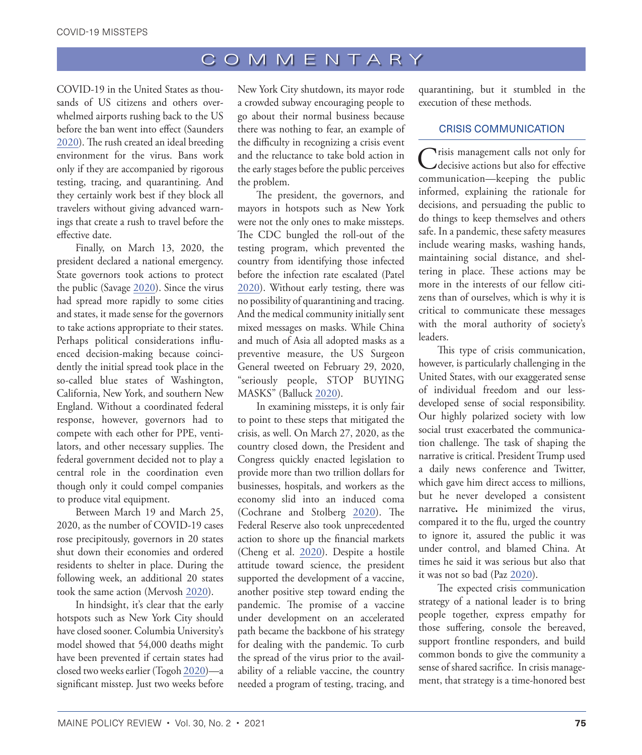COVID-19 in the United States as thousands of US citizens and others overwhelmed airports rushing back to the US before the ban went into effect (Saunders 2020). The rush created an ideal breeding environment for the virus. Bans work only if they are accompanied by rigorous testing, tracing, and quarantining. And they certainly work best if they block all travelers without giving advanced warnings that create a rush to travel before the effective date.

Finally, on March 13, 2020, the president declared a national emergency. State governors took actions to protect the public (Savage 2020). Since the virus had spread more rapidly to some cities and states, it made sense for the governors to take actions appropriate to their states. Perhaps political considerations influenced decision-making because coincidently the initial spread took place in the so-called blue states of Washington, California, New York, and southern New England. Without a coordinated federal response, however, governors had to compete with each other for PPE, ventilators, and other necessary supplies. The federal government decided not to play a central role in the coordination even though only it could compel companies to produce vital equipment.

Between March 19 and March 25, 2020, as the number of COVID-19 cases rose precipitously, governors in 20 states shut down their economies and ordered residents to shelter in place. During the following week, an additional 20 states took the same action (Mervosh 2020).

In hindsight, it's clear that the early hotspots such as New York City should have closed sooner. Columbia University's model showed that 54,000 deaths might have been prevented if certain states had closed two weeks earlier (Togoh 2020)—a significant misstep. Just two weeks before New York City shutdown, its mayor rode a crowded subway encouraging people to go about their normal business because there was nothing to fear, an example of the difficulty in recognizing a crisis event and the reluctance to take bold action in the early stages before the public perceives the problem.

The president, the governors, and mayors in hotspots such as New York were not the only ones to make missteps. The CDC bungled the roll-out of the testing program, which prevented the country from identifying those infected before the infection rate escalated (Patel 2020). Without early testing, there was no possibility of quarantining and tracing. And the medical community initially sent mixed messages on masks. While China and much of Asia all adopted masks as a preventive measure, the US Surgeon General tweeted on February 29, 2020, "seriously people, STOP BUYING MASKS" (Balluck 2020).

In examining missteps, it is only fair to point to these steps that mitigated the crisis, as well. On March 27, 2020, as the country closed down, the President and Congress quickly enacted legislation to provide more than two trillion dollars for businesses, hospitals, and workers as the economy slid into an induced coma (Cochrane and Stolberg 2020). The Federal Reserve also took unprecedented action to shore up the financial markets (Cheng et al. 2020). Despite a hostile attitude toward science, the president supported the development of a vaccine, another positive step toward ending the pandemic. The promise of a vaccine under development on an accelerated path became the backbone of his strategy for dealing with the pandemic. To curb the spread of the virus prior to the availability of a reliable vaccine, the country needed a program of testing, tracing, and quarantining, but it stumbled in the execution of these methods.

## CRISIS COMMUNICATION

Crisis management calls not only for decisive actions but also for effective communication—keeping the public informed, explaining the rationale for decisions, and persuading the public to do things to keep themselves and others safe. In a pandemic, these safety measures include wearing masks, washing hands, maintaining social distance, and sheltering in place. These actions may be more in the interests of our fellow citizens than of ourselves, which is why it is critical to communicate these messages with the moral authority of society's leaders.

This type of crisis communication, however, is particularly challenging in the United States, with our exaggerated sense of individual freedom and our less-developed sense of social responsibility. Our highly polarized society with low social trust exacerbated the communication challenge. The task of shaping the narrative is critical. President Trump used a daily news conference and Twitter, which gave him direct access to millions, but he never developed a consistent narrative**.** He minimized the virus, compared it to the flu, urged the country to ignore it, assured the public it was under control, and blamed China. At times he said it was serious but also that it was not so bad (Paz 2020).

The expected crisis communication strategy of a national leader is to bring people together, express empathy for those suffering, console the bereaved, support frontline responders, and build common bonds to give the community a sense of shared sacrifice. In crisis management, that strategy is a time-honored best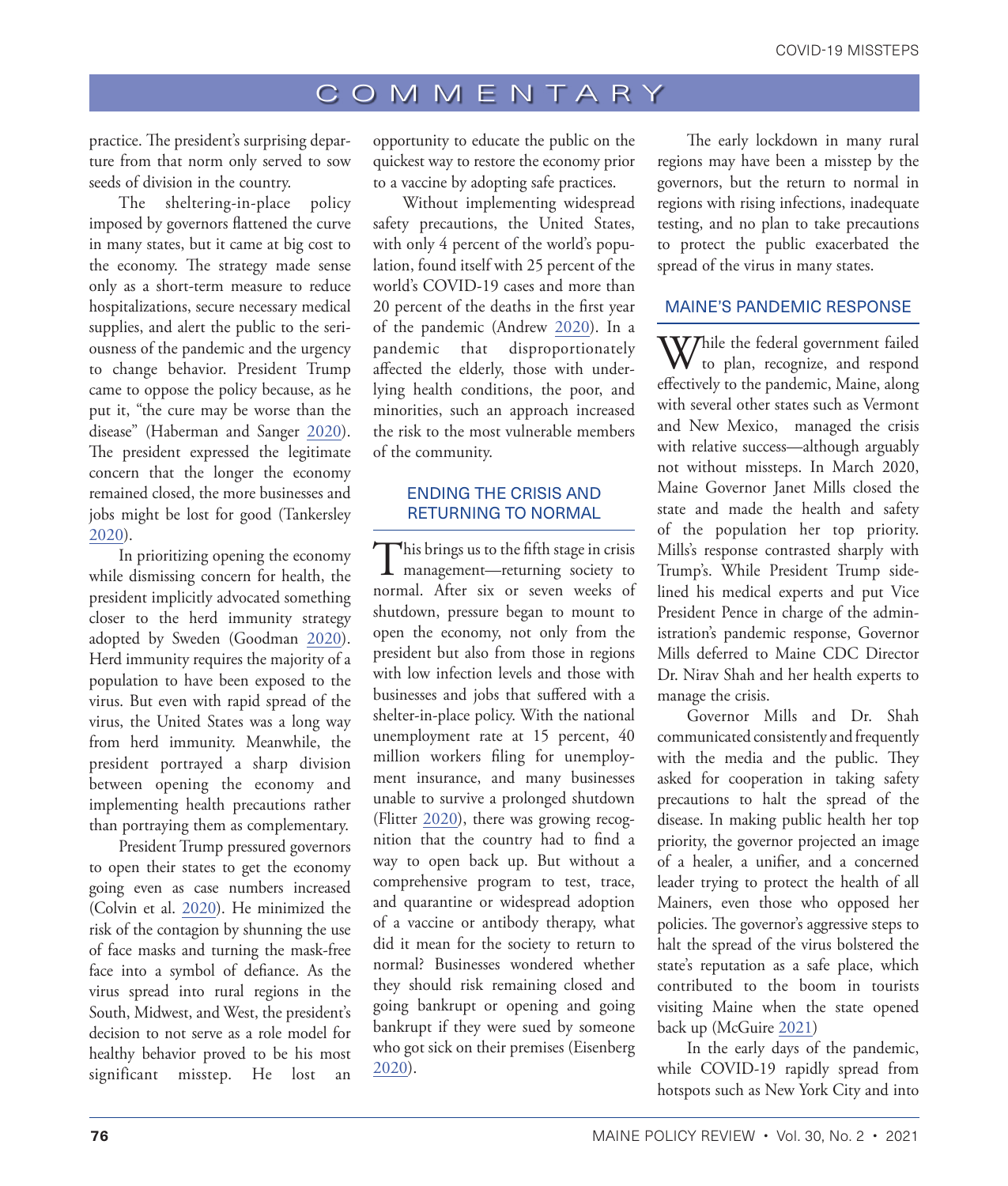practice. The president's surprising departure from that norm only served to sow seeds of division in the country.

The sheltering-in-place policy imposed by governors flattened the curve in many states, but it came at big cost to the economy. The strategy made sense only as a short-term measure to reduce hospitalizations, secure necessary medical supplies, and alert the public to the seriousness of the pandemic and the urgency to change behavior. President Trump came to oppose the policy because, as he put it, "the cure may be worse than the disease" (Haberman and Sanger 2020). The president expressed the legitimate concern that the longer the economy remained closed, the more businesses and jobs might be lost for good (Tankersley 2020).

In prioritizing opening the economy while dismissing concern for health, the president implicitly advocated something closer to the herd immunity strategy adopted by Sweden (Goodman 2020). Herd immunity requires the majority of a population to have been exposed to the virus. But even with rapid spread of the virus, the United States was a long way from herd immunity. Meanwhile, the president portrayed a sharp division between opening the economy and implementing health precautions rather than portraying them as complementary.

President Trump pressured governors to open their states to get the economy going even as case numbers increased (Colvin et al. 2020). He minimized the risk of the contagion by shunning the use of face masks and turning the mask-free face into a symbol of defiance. As the virus spread into rural regions in the South, Midwest, and West, the president's decision to not serve as a role model for healthy behavior proved to be his most significant misstep. He lost an opportunity to educate the public on the quickest way to restore the economy prior to a vaccine by adopting safe practices.

Without implementing widespread safety precautions, the United States, with only 4 percent of the world's population, found itself with 25 percent of the world's COVID-19 cases and more than 20 percent of the deaths in the first year of the pandemic (Andrew 2020). In a pandemic that disproportionately affected the elderly, those with underlying health conditions, the poor, and minorities, such an approach increased the risk to the most vulnerable members of the community.

## ENDING THE CRISIS AND RETURNING TO NORMAL

This brings us to the fifth stage in crisis management—returning society to normal. After six or seven weeks of shutdown, pressure began to mount to open the economy, not only from the president but also from those in regions with low infection levels and those with businesses and jobs that suffered with a shelter-in-place policy. With the national unemployment rate at 15 percent, 40 million workers filing for unemployment insurance, and many businesses unable to survive a prolonged shutdown (Flitter 2020), there was growing recognition that the country had to find a way to open back up. But without a comprehensive program to test, trace, and quarantine or widespread adoption of a vaccine or antibody therapy, what did it mean for the society to return to normal? Businesses wondered whether they should risk remaining closed and going bankrupt or opening and going bankrupt if they were sued by someone who got sick on their premises (Eisenberg 2020).

The early lockdown in many rural regions may have been a misstep by the governors, but the return to normal in regions with rising infections, inadequate testing, and no plan to take precautions to protect the public exacerbated the spread of the virus in many states.

## MAINE'S PANDEMIC RESPONSE

While the federal government failed to plan, recognize, and respond effectively to the pandemic, Maine, along with several other states such as Vermont and New Mexico, managed the crisis with relative success—although arguably not without missteps. In March 2020, Maine Governor Janet Mills closed the state and made the health and safety of the population her top priority. Mills's response contrasted sharply with Trump's. While President Trump sidelined his medical experts and put Vice President Pence in charge of the administration's pandemic response, Governor Mills deferred to Maine CDC Director Dr. Nirav Shah and her health experts to manage the crisis.

Governor Mills and Dr. Shah communicated consistently and frequently with the media and the public. They asked for cooperation in taking safety precautions to halt the spread of the disease. In making public health her top priority, the governor projected an image of a healer, a unifier, and a concerned leader trying to protect the health of all Mainers, even those who opposed her policies. The governor's aggressive steps to halt the spread of the virus bolstered the state's reputation as a safe place, which contributed to the boom in tourists visiting Maine when the state opened back up (McGuire 2021)

In the early days of the pandemic, while COVID-19 rapidly spread from hotspots such as New York City and into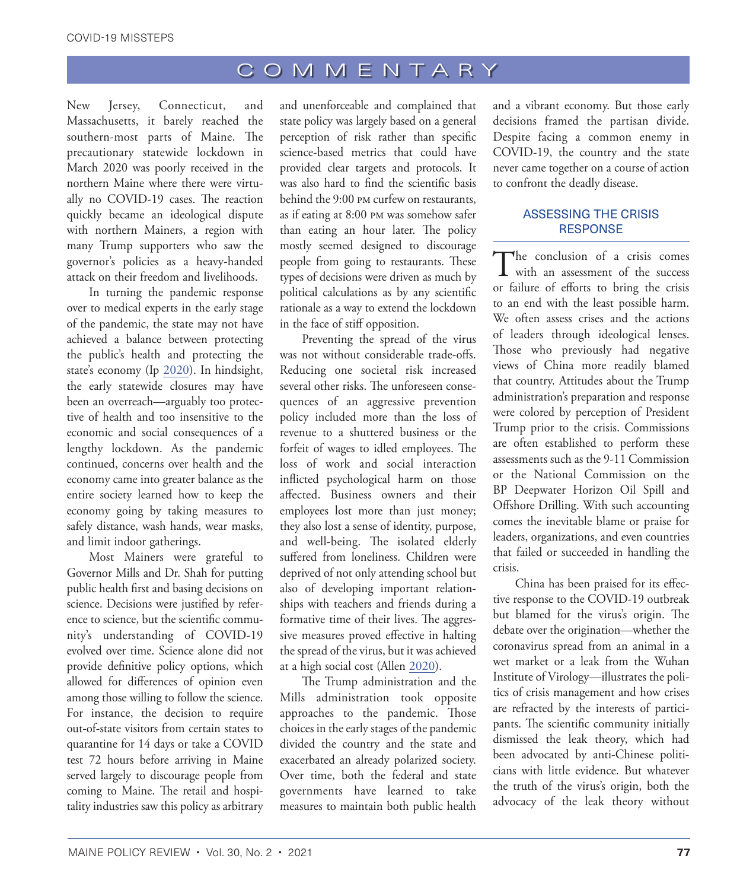New Jersey, Connecticut, and Massachusetts, it barely reached the southern-most parts of Maine. The precautionary statewide lockdown in March 2020 was poorly received in the northern Maine where there were virtually no COVID-19 cases. The reaction quickly became an ideological dispute with northern Mainers, a region with many Trump supporters who saw the governor's policies as a heavy-handed attack on their freedom and livelihoods.

In turning the pandemic response over to medical experts in the early stage of the pandemic, the state may not have achieved a balance between protecting the public's health and protecting the state's economy (Ip 2020). In hindsight, the early statewide closures may have been an overreach—arguably too protective of health and too insensitive to the economic and social consequences of a lengthy lockdown. As the pandemic continued, concerns over health and the economy came into greater balance as the entire society learned how to keep the economy going by taking measures to safely distance, wash hands, wear masks, and limit indoor gatherings.

Most Mainers were grateful to Governor Mills and Dr. Shah for putting public health first and basing decisions on science. Decisions were justified by reference to science, but the scientific community's understanding of COVID-19 evolved over time. Science alone did not provide definitive policy options, which allowed for differences of opinion even among those willing to follow the science. For instance, the decision to require out-of-state visitors from certain states to quarantine for 14 days or take a COVID test 72 hours before arriving in Maine served largely to discourage people from coming to Maine. The retail and hospitality industries saw this policy as arbitrary and unenforceable and complained that state policy was largely based on a general perception of risk rather than specific science-based metrics that could have provided clear targets and protocols. It was also hard to find the scientific basis behind the 9:00 PM curfew on restaurants, as if eating at 8:00 PM was somehow safer than eating an hour later. The policy mostly seemed designed to discourage people from going to restaurants. These types of decisions were driven as much by political calculations as by any scientific rationale as a way to extend the lockdown in the face of stiff opposition.

Preventing the spread of the virus was not without considerable trade-offs. Reducing one societal risk increased several other risks. The unforeseen consequences of an aggressive prevention policy included more than the loss of revenue to a shuttered business or the forfeit of wages to idled employees. The loss of work and social interaction inflicted psychological harm on those affected. Business owners and their employees lost more than just money; they also lost a sense of identity, purpose, and well-being. The isolated elderly suffered from loneliness. Children were deprived of not only attending school but also of developing important relationships with teachers and friends during a formative time of their lives. The aggressive measures proved effective in halting the spread of the virus, but it was achieved at a high social cost (Allen 2020).

The Trump administration and the Mills administration took opposite approaches to the pandemic. Those choices in the early stages of the pandemic divided the country and the state and exacerbated an already polarized society. Over time, both the federal and state governments have learned to take measures to maintain both public health and a vibrant economy. But those early decisions framed the partisan divide. Despite facing a common enemy in COVID-19, the country and the state never came together on a course of action to confront the deadly disease.

## ASSESSING THE CRISIS RESPONSE

The conclusion of a crisis comes with an assessment of the success or failure of efforts to bring the crisis to an end with the least possible harm. We often assess crises and the actions of leaders through ideological lenses. Those who previously had negative views of China more readily blamed that country. Attitudes about the Trump administration's preparation and response were colored by perception of President Trump prior to the crisis. Commissions are often established to perform these assessments such as the 9-11 Commission or the National Commission on the BP Deepwater Horizon Oil Spill and Offshore Drilling. With such accounting comes the inevitable blame or praise for leaders, organizations, and even countries that failed or succeeded in handling the crisis.

China has been praised for its effective response to the COVID-19 outbreak but blamed for the virus's origin. The debate over the origination—whether the coronavirus spread from an animal in a wet market or a leak from the Wuhan Institute of Virology—illustrates the politics of crisis management and how crises are refracted by the interests of participants. The scientific community initially dismissed the leak theory, which had been advocated by anti-Chinese politicians with little evidence. But whatever the truth of the virus's origin, both the advocacy of the leak theory without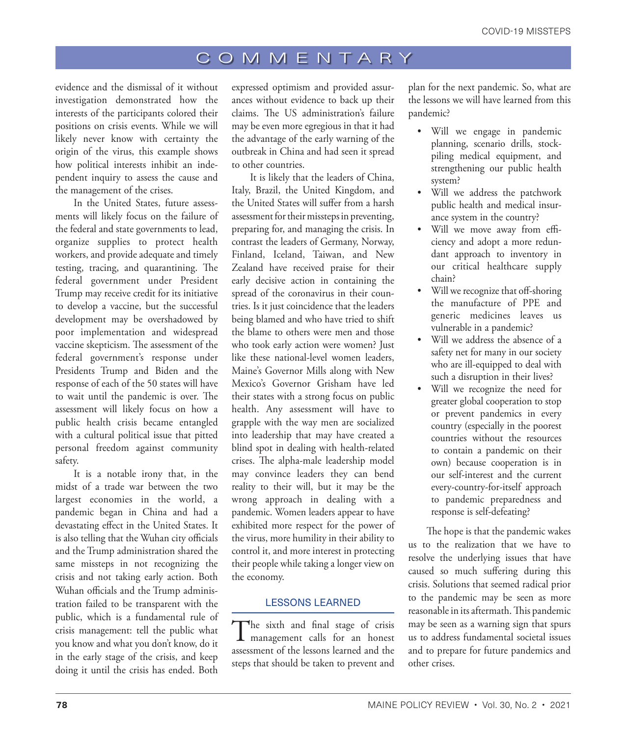evidence and the dismissal of it without investigation demonstrated how the interests of the participants colored their positions on crisis events. While we will likely never know with certainty the origin of the virus, this example shows how political interests inhibit an independent inquiry to assess the cause and the management of the crises.

In the United States, future assessments will likely focus on the failure of the federal and state governments to lead, organize supplies to protect health workers, and provide adequate and timely testing, tracing, and quarantining. The federal government under President Trump may receive credit for its initiative to develop a vaccine, but the successful development may be overshadowed by poor implementation and widespread vaccine skepticism. The assessment of the federal government's response under Presidents Trump and Biden and the response of each of the 50 states will have to wait until the pandemic is over. The assessment will likely focus on how a public health crisis became entangled with a cultural political issue that pitted personal freedom against community safety.

It is a notable irony that, in the midst of a trade war between the two largest economies in the world, a pandemic began in China and had a devastating effect in the United States. It is also telling that the Wuhan city officials and the Trump administration shared the same missteps in not recognizing the crisis and not taking early action. Both Wuhan officials and the Trump administration failed to be transparent with the public, which is a fundamental rule of crisis management: tell the public what you know and what you don't know, do it in the early stage of the crisis, and keep doing it until the crisis has ended. Both expressed optimism and provided assurances without evidence to back up their claims. The US administration's failure may be even more egregious in that it had the advantage of the early warning of the outbreak in China and had seen it spread to other countries.

It is likely that the leaders of China, Italy, Brazil, the United Kingdom, and the United States will suffer from a harsh assessment for their missteps in preventing, preparing for, and managing the crisis. In contrast the leaders of Germany, Norway, Finland, Iceland, Taiwan, and New Zealand have received praise for their early decisive action in containing the spread of the coronavirus in their countries. Is it just coincidence that the leaders being blamed and who have tried to shift the blame to others were men and those who took early action were women? Just like these national-level women leaders, Maine's Governor Mills along with New Mexico's Governor Grisham have led their states with a strong focus on public health. Any assessment will have to grapple with the way men are socialized into leadership that may have created a blind spot in dealing with health-related crises. The alpha-male leadership model may convince leaders they can bend reality to their will, but it may be the wrong approach in dealing with a pandemic. Women leaders appear to have exhibited more respect for the power of the virus, more humility in their ability to control it, and more interest in protecting their people while taking a longer view on the economy.

## LESSONS LEARNED

The sixth and final stage of crisis management calls for an honest assessment of the lessons learned and the steps that should be taken to prevent and plan for the next pandemic. So, what are the lessons we will have learned from this pandemic?

- Will we engage in pandemic planning, scenario drills, stockpiling medical equipment, and strengthening our public health system?
- Will we address the patchwork public health and medical insurance system in the country?
- Will we move away from efficiency and adopt a more redundant approach to inventory in our critical healthcare supply chain?
- Will we recognize that off-shoring the manufacture of PPE and generic medicines leaves us vulnerable in a pandemic?
- Will we address the absence of a safety net for many in our society who are ill-equipped to deal with such a disruption in their lives?
- Will we recognize the need for greater global cooperation to stop or prevent pandemics in every country (especially in the poorest countries without the resources to contain a pandemic on their own) because cooperation is in our self-interest and the current every-country-for-itself approach to pandemic preparedness and response is self-defeating?

The hope is that the pandemic wakes us to the realization that we have to resolve the underlying issues that have caused so much suffering during this crisis. Solutions that seemed radical prior to the pandemic may be seen as more reasonable in its aftermath. This pandemic may be seen as a warning sign that spurs us to address fundamental societal issues and to prepare for future pandemics and other crises.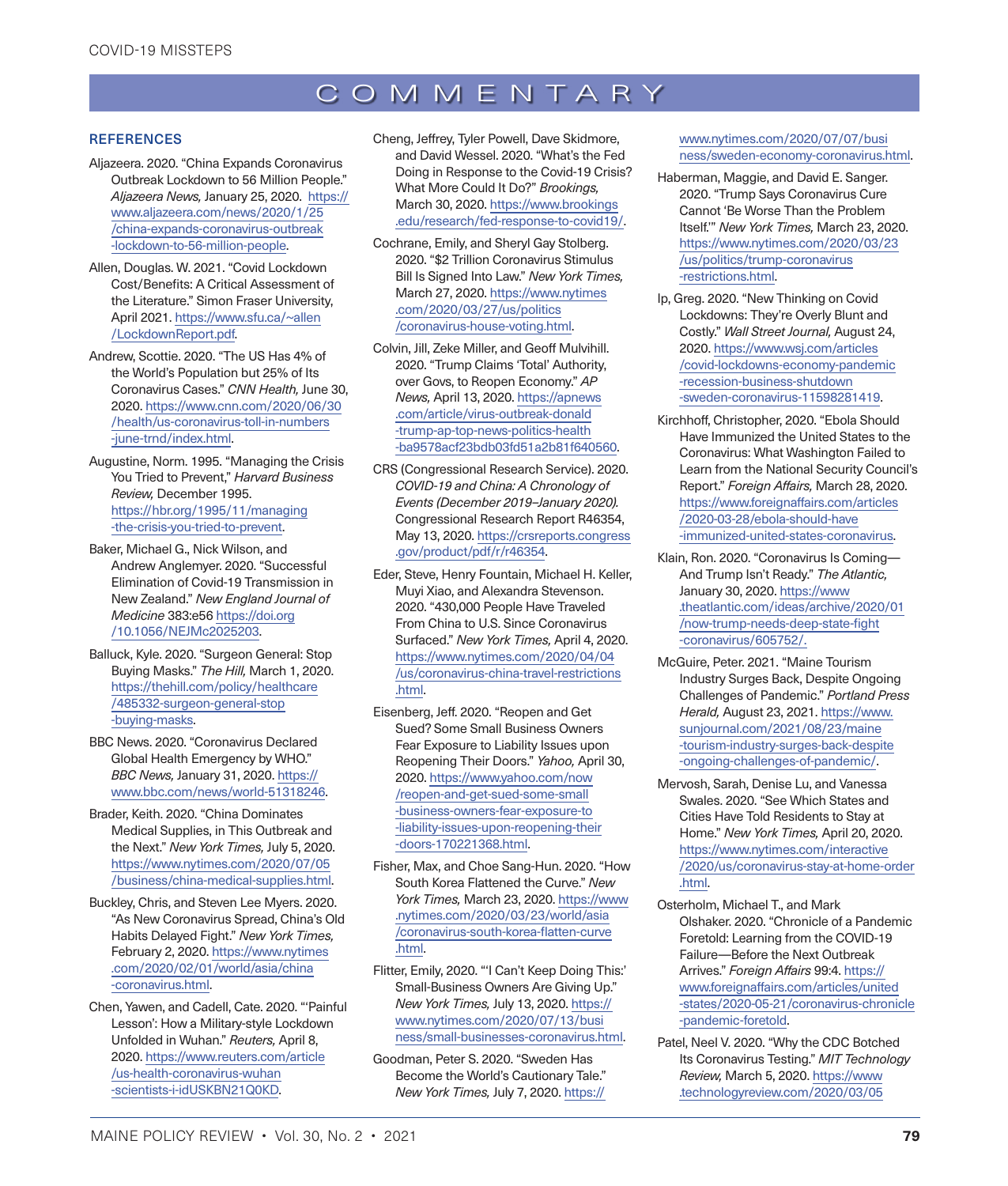## REFERENCES

Aljazeera. 2020. "China Expands Coronavirus Outbreak Lockdown to 56 Million People." *Aljazeera News,* January 25, 2020. https://www.aljazeera.com/news/2020/1/25/china-expands-coronavirus-outbreak-lockdown-to-56-million-people.

Allen, Douglas. W. 2021. "Covid Lockdown Cost/Benefits: A Critical Assessment of the Literature." Simon Fraser University, April 2021. https://www.sfu.ca/~allen/LockdownReport.pdf.

Andrew, Scottie. 2020. "The US Has 4% of the World's Population but 25% of Its Coronavirus Cases." *CNN Health,* June 30, 2020. https://www.cnn.com/2020/06/30/health/us-coronavirus-toll-in-numbers-june-trnd/index.html.

Augustine, Norm. 1995. "Managing the Crisis You Tried to Prevent," *Harvard Business Review,* December 1995. https://hbr.org/1995/11/managing-the-crisis-you-tried-to-prevent.

Baker, Michael G., Nick Wilson, and Andrew Anglemyer. 2020. "Successful Elimination of Covid-19 Transmission in New Zealand." *New England Journal of Medicine* 383:e56 https://doi.org/10.1056/NEJMc2025203.

Balluck, Kyle. 2020. "Surgeon General: Stop Buying Masks." *The Hill,* March 1, 2020. https://thehill.com/policy/healthcare/485332-surgeon-general-stop-buying-masks.

BBC News. 2020. "Coronavirus Declared Global Health Emergency by WHO." *BBC News,* January 31, 2020. https://www.bbc.com/news/world-51318246.

Brader, Keith. 2020. "China Dominates Medical Supplies, in This Outbreak and the Next." *New York Times,* July 5, 2020. https://www.nytimes.com/2020/07/05/business/china-medical-supplies.html.

Buckley, Chris, and Steven Lee Myers. 2020. "As New Coronavirus Spread, China's Old Habits Delayed Fight." *New York Times,* February 2, 2020. https://www.nytimes.com/2020/02/01/world/asia/china-coronavirus.html.

Chen, Yawen, and Cadell, Cate. 2020. "'Painful Lesson': How a Military-style Lockdown Unfolded in Wuhan." *Reuters,* April 8, 2020. https://www.reuters.com/article/us-health-coronavirus-wuhan-scientists-i-idUSKBN21Q0KD.

Cheng, Jeffrey, Tyler Powell, Dave Skidmore, and David Wessel. 2020. "What's the Fed Doing in Response to the Covid-19 Crisis? What More Could It Do?" *Brookings,* March 30, 2020. https://www.brookings.edu/research/fed-response-to-covid19/.

Cochrane, Emily, and Sheryl Gay Stolberg. 2020. "$2 Trillion Coronavirus Stimulus Bill Is Signed Into Law." *New York Times,* March 27, 2020. https://www.nytimes.com/2020/03/27/us/politics/coronavirus-house-voting.html.

Colvin, Jill, Zeke Miller, and Geoff Mulvihill. 2020. "Trump Claims 'Total' Authority, over Govs, to Reopen Economy." *AP News,* April 13, 2020. https://apnews.com/article/virus-outbreak-donald-trump-ap-top-news-politics-health-ba9578acf23bdb03fd51a2b81f640560.

CRS (Congressional Research Service). 2020. *COVID-19 and China: A Chronology of Events (December 2019–January 2020).* Congressional Research Report R46354, May 13, 2020. https://crsreports.congress.gov/product/pdf/r/r46354.

Eder, Steve, Henry Fountain, Michael H. Keller, Muyi Xiao, and Alexandra Stevenson. 2020. "430,000 People Have Traveled From China to U.S. Since Coronavirus Surfaced." *New York Times,* April 4, 2020. https://www.nytimes.com/2020/04/04/us/coronavirus-china-travel-restrictions.html.

Eisenberg, Jeff. 2020. "Reopen and Get Sued? Some Small Business Owners Fear Exposure to Liability Issues upon Reopening Their Doors." *Yahoo,* April 30, 2020. https://www.yahoo.com/now/reopen-and-get-sued-some-small-business-owners-fear-exposure-to-liability-issues-upon-reopening-their-doors-170221368.html.

Fisher, Max, and Choe Sang-Hun. 2020. "How South Korea Flattened the Curve." *New York Times,* March 23, 2020. https://www.nytimes.com/2020/03/23/world/asia/coronavirus-south-korea-flatten-curve.html.

Flitter, Emily, 2020. "'I Can't Keep Doing This:' Small-Business Owners Are Giving Up." *New York Times,* July 13, 2020. https://www.nytimes.com/2020/07/13/business/small-businesses-coronavirus.html.

Goodman, Peter S. 2020. "Sweden Has Become the World's Cautionary Tale." *New York Times,* July 7, 2020. https://www.nytimes.com/2020/07/07/business/sweden-economy-coronavirus.html.

Haberman, Maggie, and David E. Sanger. 2020. "Trump Says Coronavirus Cure Cannot 'Be Worse Than the Problem Itself.'" *New York Times,* March 23, 2020. https://www.nytimes.com/2020/03/23/us/politics/trump-coronavirus-restrictions.html.

Ip, Greg. 2020. "New Thinking on Covid Lockdowns: They're Overly Blunt and Costly." *Wall Street Journal,* August 24, 2020. https://www.wsj.com/articles/covid-lockdowns-economy-pandemic-recession-business-shutdown-sweden-coronavirus-11598281419.

Kirchhoff, Christopher, 2020. "Ebola Should Have Immunized the United States to the Coronavirus: What Washington Failed to Learn from the National Security Council's Report." *Foreign Affairs,* March 28, 2020. https://www.foreignaffairs.com/articles/2020-03-28/ebola-should-have-immunized-united-states-coronavirus.

Klain, Ron. 2020. "Coronavirus Is Coming—And Trump Isn't Ready." *The Atlantic,* January 30, 2020. https://www.theatlantic.com/ideas/archive/2020/01/now-trump-needs-deep-state-fight-coronavirus/605752/.

McGuire, Peter. 2021. "Maine Tourism Industry Surges Back, Despite Ongoing Challenges of Pandemic." *Portland Press Herald,* August 23, 2021. https://www.sunjournal.com/2021/08/23/maine-tourism-industry-surges-back-despite-ongoing-challenges-of-pandemic/.

Mervosh, Sarah, Denise Lu, and Vanessa Swales. 2020. "See Which States and Cities Have Told Residents to Stay at Home." *New York Times,* April 20, 2020. https://www.nytimes.com/interactive/2020/us/coronavirus-stay-at-home-order.html.

Osterholm, Michael T., and Mark Olshaker. 2020. "Chronicle of a Pandemic Foretold: Learning from the COVID-19 Failure—Before the Next Outbreak Arrives." *Foreign Affairs* 99:4. https://www.foreignaffairs.com/articles/united-states/2020-05-21/coronavirus-chronicle-pandemic-foretold.

Patel, Neel V. 2020. "Why the CDC Botched Its Coronavirus Testing." *MIT Technology Review,* March 5, 2020. https://www.technologyreview.com/2020/03/05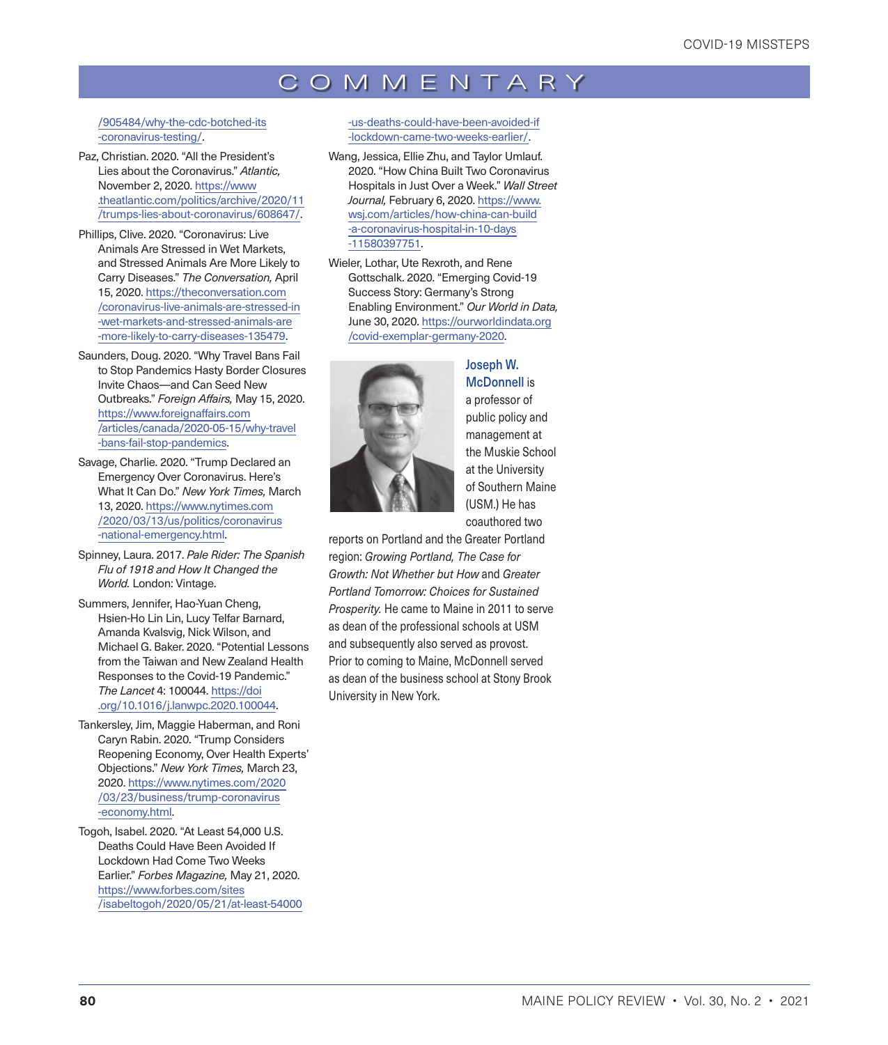/905484/why-the-cdc-botched-its-coronavirus-testing/.

Paz, Christian. 2020. "All the President's Lies about the Coronavirus." *Atlantic,* November 2, 2020. https://www.theatlantic.com/politics/archive/2020/11/trumps-lies-about-coronavirus/608647/.

Phillips, Clive. 2020. "Coronavirus: Live Animals Are Stressed in Wet Markets, and Stressed Animals Are More Likely to Carry Diseases." *The Conversation,* April 15, 2020. https://theconversation.com/coronavirus-live-animals-are-stressed-in-wet-markets-and-stressed-animals-are-more-likely-to-carry-diseases-135479.

Saunders, Doug. 2020. "Why Travel Bans Fail to Stop Pandemics Hasty Border Closures Invite Chaos—and Can Seed New Outbreaks." *Foreign Affairs,* May 15, 2020. https://www.foreignaffairs.com/articles/canada/2020-05-15/why-travel-bans-fail-stop-pandemics.

Savage, Charlie. 2020. "Trump Declared an Emergency Over Coronavirus. Here's What It Can Do." *New York Times,* March 13, 2020. https://www.nytimes.com/2020/03/13/us/politics/coronavirus-national-emergency.html.

Spinney, Laura. 2017. *Pale Rider: The Spanish Flu of 1918 and How It Changed the World.* London: Vintage.

Summers, Jennifer, Hao-Yuan Cheng, Hsien-Ho Lin Lin, Lucy Telfar Barnard, Amanda Kvalsvig, Nick Wilson, and Michael G. Baker. 2020. "Potential Lessons from the Taiwan and New Zealand Health Responses to the Covid-19 Pandemic." *The Lancet* 4: 100044. https://doi.org/10.1016/j.lanwpc.2020.100044.

Tankersley, Jim, Maggie Haberman, and Roni Caryn Rabin. 2020. "Trump Considers Reopening Economy, Over Health Experts' Objections." *New York Times,* March 23, 2020. https://www.nytimes.com/2020/03/23/business/trump-coronavirus-economy.html.

Togoh, Isabel. 2020. "At Least 54,000 U.S. Deaths Could Have Been Avoided If Lockdown Had Come Two Weeks Earlier." *Forbes Magazine,* May 21, 2020. https://www.forbes.com/sites/isabeltogoh/2020/05/21/at-least-54000-us-deaths-could-have-been-avoided-if-lockdown-came-two-weeks-earlier/.

Wang, Jessica, Ellie Zhu, and Taylor Umlauf. 2020. "How China Built Two Coronavirus Hospitals in Just Over a Week." *Wall Street Journal,* February 6, 2020. https://www.wsj.com/articles/how-china-can-build-a-coronavirus-hospital-in-10-days-11580397751.

Wieler, Lothar, Ute Rexroth, and Rene Gottschalk. 2020. "Emerging Covid-19 Success Story: Germany's Strong Enabling Environment." *Our World in Data,* June 30, 2020. https://ourworldindata.org/covid-exemplar-germany-2020.

**Joseph W. McDonnell** is a professor of public policy and management at the Muskie School at the University of Southern Maine (USM.) He has coauthored two reports on Portland and the Greater Portland region: *Growing Portland, The Case for Growth: Not Whether but How* and *Greater Portland Tomorrow: Choices for Sustained Prosperity.* He came to Maine in 2011 to serve as dean of the professional schools at USM and subsequently also served as provost. Prior to coming to Maine, McDonnell served as dean of the business school at Stony Brook University in New York.